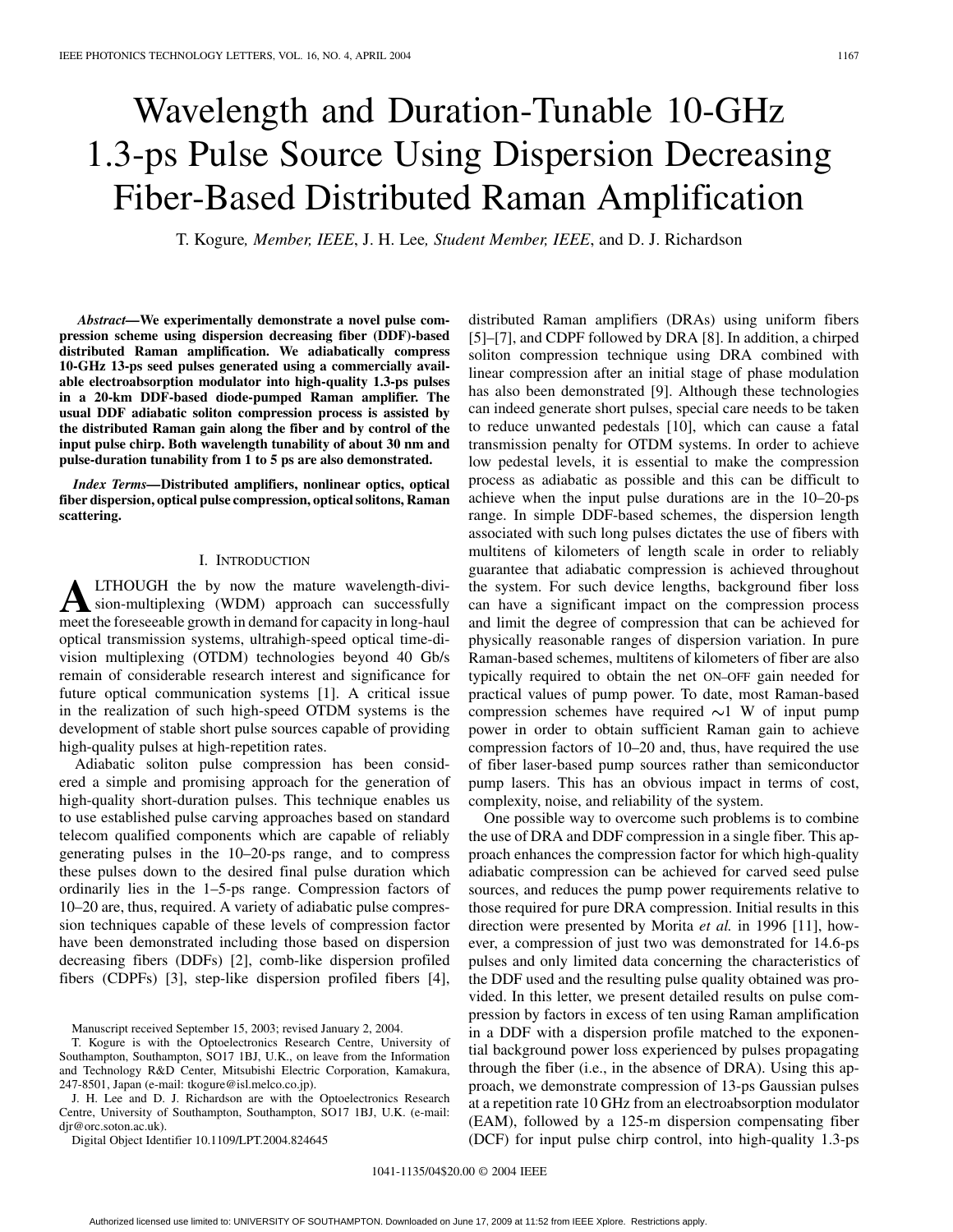# Wavelength and Duration-Tunable 10-GHz 1.3-ps Pulse Source Using Dispersion Decreasing Fiber-Based Distributed Raman Amplification

T. Kogure, *Member, IEEE*, J. H. Lee, *Student Member, IEEE*, and D. J. Richardson

***Abstract*—We experimentally demonstrate a novel pulse compression scheme using dispersion decreasing fiber (DDF)-based distributed Raman amplification. We adiabatically compress 10-GHz 13-ps seed pulses generated using a commercially available electroabsorption modulator into high-quality 1.3-ps pulses in a 20-km DDF-based diode-pumped Raman amplifier. The usual DDF adiabatic soliton compression process is assisted by the distributed Raman gain along the fiber and by control of the input pulse chirp. Both wavelength tunability of about 30 nm and pulse-duration tunability from 1 to 5 ps are also demonstrated.**

***Index Terms*—Distributed amplifiers, nonlinear optics, optical fiber dispersion, optical pulse compression, optical solitons, Raman scattering.**

## I. Introduction

Although the by now the mature wavelength-division-multiplexing (WDM) approach can successfully meet the foreseeable growth in demand for capacity in long-haul optical transmission systems, ultrahigh-speed optical time-division multiplexing (OTDM) technologies beyond 40 Gb/s remain of considerable research interest and significance for future optical communication systems [1]. A critical issue in the realization of such high-speed OTDM systems is the development of stable short pulse sources capable of providing high-quality pulses at high-repetition rates.

Adiabatic soliton pulse compression has been considered a simple and promising approach for the generation of high-quality short-duration pulses. This technique enables us to use established pulse carving approaches based on standard telecom qualified components which are capable of reliably generating pulses in the 10–20-ps range, and to compress these pulses down to the desired final pulse duration which ordinarily lies in the 1–5-ps range. Compression factors of 10–20 are, thus, required. A variety of adiabatic pulse compression techniques capable of these levels of compression factor have been demonstrated including those based on dispersion decreasing fibers (DDFs) [2], comb-like dispersion profiled fibers (CDPFs) [3], step-like dispersion profiled fibers [4], distributed Raman amplifiers (DRAs) using uniform fibers [5]–[7], and CDPF followed by DRA [8]. In addition, a chirped soliton compression technique using DRA combined with linear compression after an initial stage of phase modulation has also been demonstrated [9]. Although these technologies can indeed generate short pulses, special care needs to be taken to reduce unwanted pedestals [10], which can cause a fatal transmission penalty for OTDM systems. In order to achieve low pedestal levels, it is essential to make the compression process as adiabatic as possible and this can be difficult to achieve when the input pulse durations are in the 10–20-ps range. In simple DDF-based schemes, the dispersion length associated with such long pulses dictates the use of fibers with multitens of kilometers of length scale in order to reliably guarantee that adiabatic compression is achieved throughout the system. For such device lengths, background fiber loss can have a significant impact on the compression process and limit the degree of compression that can be achieved for physically reasonable ranges of dispersion variation. In pure Raman-based schemes, multitens of kilometers of fiber are also typically required to obtain the net ON–OFF gain needed for practical values of pump power. To date, most Raman-based compression schemes have required $\sim$1 W of input pump power in order to obtain sufficient Raman gain to achieve compression factors of 10–20 and, thus, have required the use of fiber laser-based pump sources rather than semiconductor pump lasers. This has an obvious impact in terms of cost, complexity, noise, and reliability of the system.

One possible way to overcome such problems is to combine the use of DRA and DDF compression in a single fiber. This approach enhances the compression factor for which high-quality adiabatic compression can be achieved for carved seed pulse sources, and reduces the pump power requirements relative to those required for pure DRA compression. Initial results in this direction were presented by Morita *et al.* in 1996 [11], however, a compression of just two was demonstrated for 14.6-ps pulses and only limited data concerning the characteristics of the DDF used and the resulting pulse quality obtained was provided. In this letter, we present detailed results on pulse compression by factors in excess of ten using Raman amplification in a DDF with a dispersion profile matched to the exponential background power loss experienced by pulses propagating through the fiber (i.e., in the absence of DRA). Using this approach, we demonstrate compression of 13-ps Gaussian pulses at a repetition rate 10 GHz from an electroabsorption modulator (EAM), followed by a 125-m dispersion compensating fiber (DCF) for input pulse chirp control, into high-quality 1.3-ps

Manuscript received September 15, 2003; revised January 2, 2004.

T. Kogure is with the Optoelectronics Research Centre, University of Southampton, Southampton, SO17 1BJ, U.K., on leave from the Information and Technology R&D Center, Mitsubishi Electric Corporation, Kamakura, 247-8501, Japan (e-mail: tkogure@isl.melco.co.jp).

J. H. Lee and D. J. Richardson are with the Optoelectronics Research Centre, University of Southampton, Southampton, SO17 1BJ, U.K. (e-mail: djr@orc.soton.ac.uk).

Digital Object Identifier 10.1109/LPT.2004.824645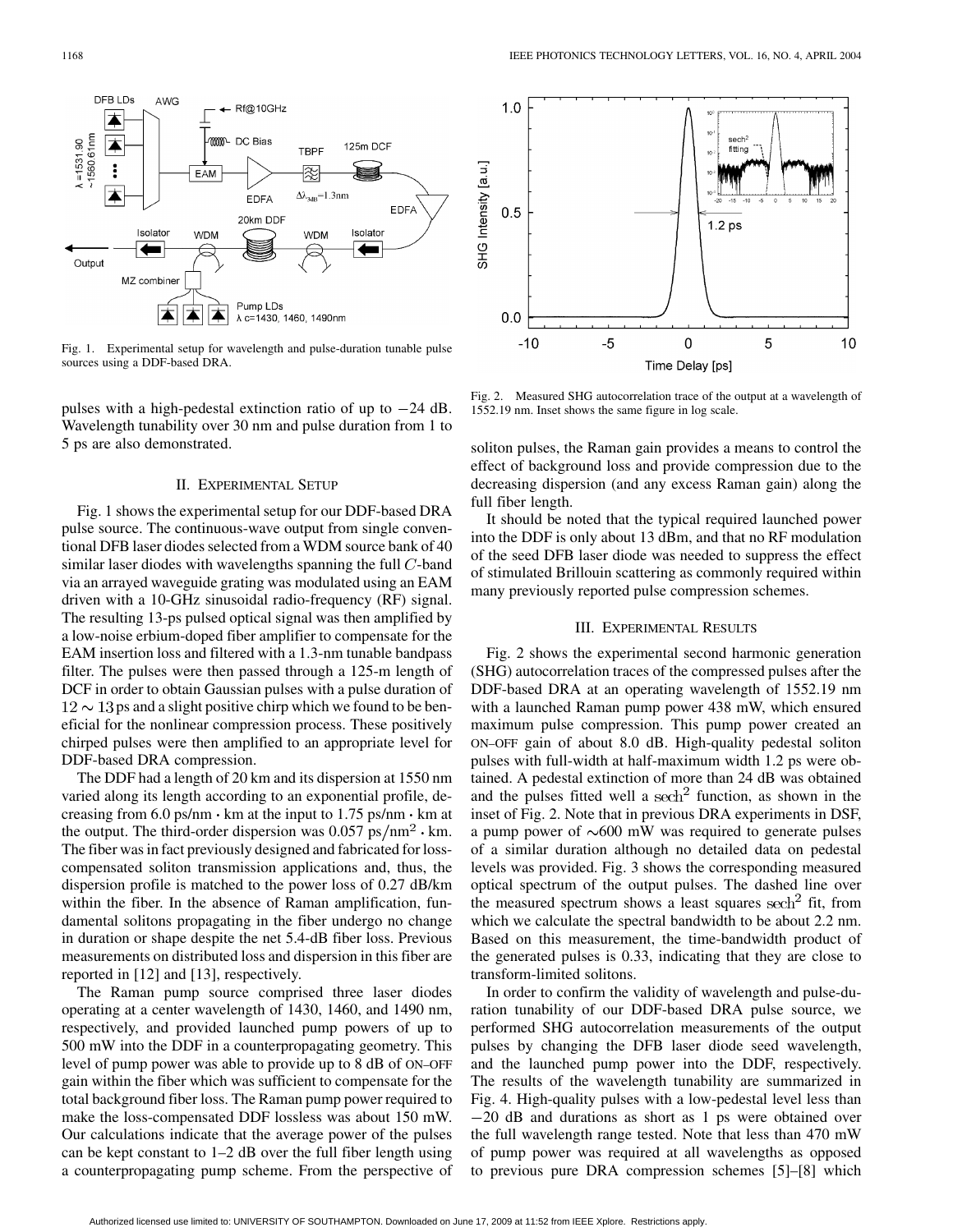Fig. 1. Experimental setup for wavelength and pulse-duration tunable pulse sources using a DDF-based DRA.

pulses with a high-pedestal extinction ratio of up to −24 dB. Wavelength tunability over 30 nm and pulse duration from 1 to 5 ps are also demonstrated.

## II. Experimental Setup

Fig. 1 shows the experimental setup for our DDF-based DRA pulse source. The continuous-wave output from single conventional DFB laser diodes selected from a WDM source bank of 40 similar laser diodes with wavelengths spanning the full $C$-band via an arrayed waveguide grating was modulated using an EAM driven with a 10-GHz sinusoidal radio-frequency (RF) signal. The resulting 13-ps pulsed optical signal was then amplified by a low-noise erbium-doped fiber amplifier to compensate for the EAM insertion loss and filtered with a 1.3-nm tunable bandpass filter. The pulses were then passed through a 125-m length of DCF in order to obtain Gaussian pulses with a pulse duration of $12 \sim 13$ ps and a slight positive chirp which we found to be beneficial for the nonlinear compression process. These positively chirped pulses were then amplified to an appropriate level for DDF-based DRA compression.

The DDF had a length of 20 km and its dispersion at 1550 nm varied along its length according to an exponential profile, decreasing from 6.0 ps/nm · km at the input to 1.75 ps/nm · km at the output. The third-order dispersion was 0.057 $\mathrm{ps/nm^2 \cdot km}$. The fiber was in fact previously designed and fabricated for loss-compensated soliton transmission applications and, thus, the dispersion profile is matched to the power loss of 0.27 dB/km within the fiber. In the absence of Raman amplification, fundamental solitons propagating in the fiber undergo no change in duration or shape despite the net 5.4-dB fiber loss. Previous measurements on distributed loss and dispersion in this fiber are reported in [12] and [13], respectively.

The Raman pump source comprised three laser diodes operating at a center wavelength of 1430, 1460, and 1490 nm, respectively, and provided launched pump powers of up to 500 mW into the DDF in a counterpropagating geometry. This level of pump power was able to provide up to 8 dB of ON–OFF gain within the fiber which was sufficient to compensate for the total background fiber loss. The Raman pump power required to make the loss-compensated DDF lossless was about 150 mW. Our calculations indicate that the average power of the pulses can be kept constant to 1–2 dB over the full fiber length using a counterpropagating pump scheme. From the perspective of soliton pulses, the Raman gain provides a means to control the effect of background loss and provide compression due to the decreasing dispersion (and any excess Raman gain) along the full fiber length.

It should be noted that the typical required launched power into the DDF is only about 13 dBm, and that no RF modulation of the seed DFB laser diode was needed to suppress the effect of stimulated Brillouin scattering as commonly required within many previously reported pulse compression schemes.

Fig. 2. Measured SHG autocorrelation trace of the output at a wavelength of 1552.19 nm. Inset shows the same figure in log scale.

## III. Experimental Results

Fig. 2 shows the experimental second harmonic generation (SHG) autocorrelation traces of the compressed pulses after the DDF-based DRA at an operating wavelength of 1552.19 nm with a launched Raman pump power 438 mW, which ensured maximum pulse compression. This pump power created an ON–OFF gain of about 8.0 dB. High-quality pedestal soliton pulses with full-width at half-maximum width 1.2 ps were obtained. A pedestal extinction of more than 24 dB was obtained and the pulses fitted well a $\mathrm{sech}^2$ function, as shown in the inset of Fig. 2. Note that in previous DRA experiments in DSF, a pump power of ∼600 mW was required to generate pulses of a similar duration although no detailed data on pedestal levels was provided. Fig. 3 shows the corresponding measured optical spectrum of the output pulses. The dashed line over the measured spectrum shows a least squares $\mathrm{sech}^2$ fit, from which we calculate the spectral bandwidth to be about 2.2 nm. Based on this measurement, the time-bandwidth product of the generated pulses is 0.33, indicating that they are close to transform-limited solitons.

In order to confirm the validity of wavelength and pulse-duration tunability of our DDF-based DRA pulse source, we performed SHG autocorrelation measurements of the output pulses by changing the DFB laser diode seed wavelength, and the launched pump power into the DDF, respectively. The results of the wavelength tunability are summarized in Fig. 4. High-quality pulses with a low-pedestal level less than −20 dB and durations as short as 1 ps were obtained over the full wavelength range tested. Note that less than 470 mW of pump power was required at all wavelengths as opposed to previous pure DRA compression schemes [5]–[8] which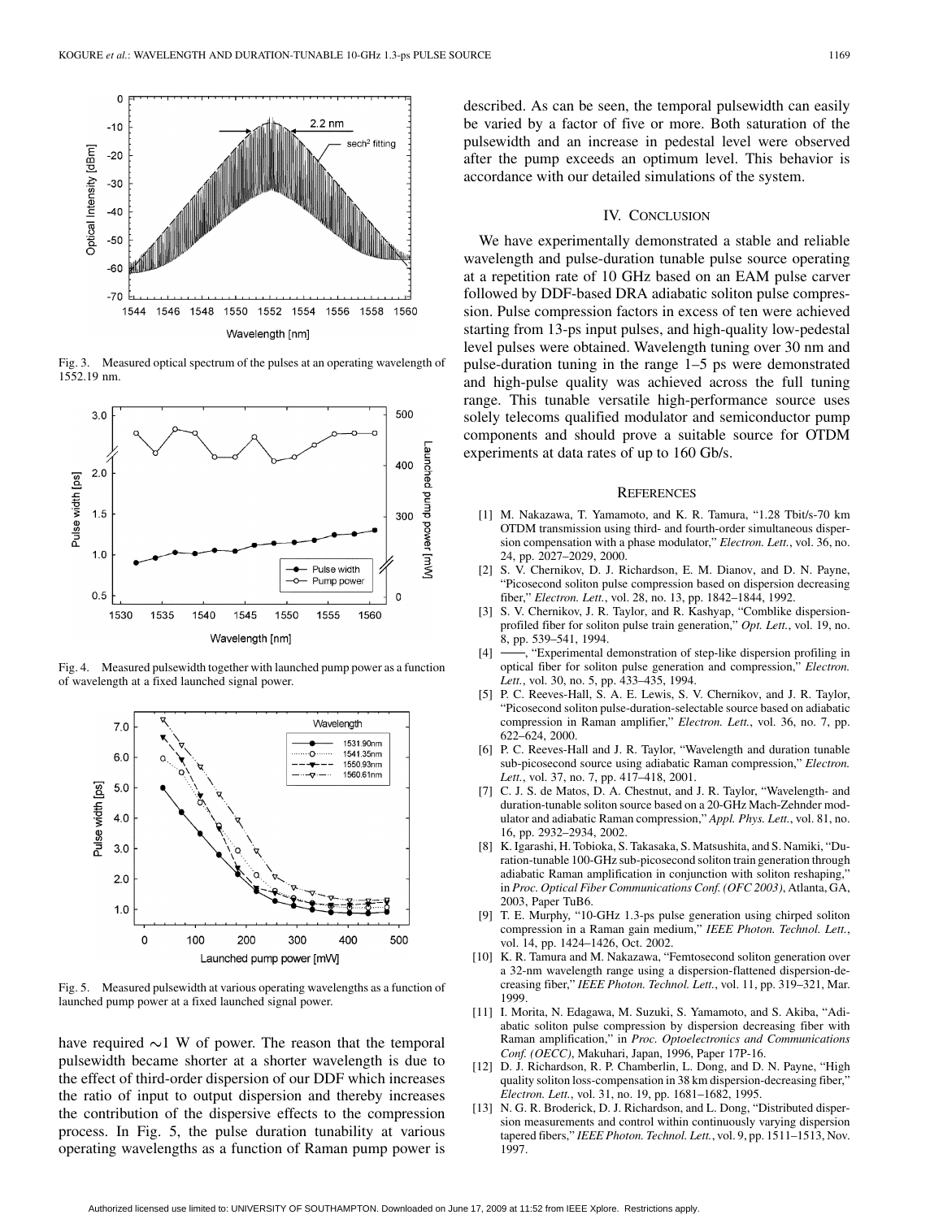0
-10
-20
-30
-40
-50
-60
-70

Optical Intensity [dBm]

2.2 nm

sech² fitting

1544 1546 1548 1550 1552 1554 1556 1558 1560

Wavelength [nm]

Fig. 3. Measured optical spectrum of the pulses at an operating wavelength of 1552.19 nm.

3.0
2.0
1.5
1.0
0.5

Pulse width [ps]

500
400
300
0

Launched pump power [mW]

Pulse width
Pump power

1530 1535 1540 1545 1550 1555 1560

Wavelength [nm]

Fig. 4. Measured pulsewidth together with launched pump power as a function of wavelength at a fixed launched signal power.

7.0
6.0
5.0
4.0
3.0
2.0
1.0

Pulse width [ps]

Wavelength
1531.90nm
1541.35nm
1550.93nm
1560.61nm

0 100 200 300 400 500

Launched pump power [mW]

Fig. 5. Measured pulsewidth at various operating wavelengths as a function of launched pump power at a fixed launched signal power.

have required ~1 W of power. The reason that the temporal pulsewidth became shorter at a shorter wavelength is due to the effect of third-order dispersion of our DDF which increases the ratio of input to output dispersion and thereby increases the contribution of the dispersive effects to the compression process. In Fig. 5, the pulse duration tunability at various operating wavelengths as a function of Raman pump power is described. As can be seen, the temporal pulsewidth can easily be varied by a factor of five or more. Both saturation of the pulsewidth and an increase in pedestal level were observed after the pump exceeds an optimum level. This behavior is accordance with our detailed simulations of the system.

## IV. Conclusion

We have experimentally demonstrated a stable and reliable wavelength and pulse-duration tunable pulse source operating at a repetition rate of 10 GHz based on an EAM pulse carver followed by DDF-based DRA adiabatic soliton pulse compression. Pulse compression factors in excess of ten were achieved starting from 13-ps input pulses, and high-quality low-pedestal level pulses were obtained. Wavelength tuning over 30 nm and pulse-duration tuning in the range 1–5 ps were demonstrated and high-pulse quality was achieved across the full tuning range. This tunable versatile high-performance source uses solely telecoms qualified modulator and semiconductor pump components and should prove a suitable source for OTDM experiments at data rates of up to 160 Gb/s.

## References

[1] M. Nakazawa, T. Yamamoto, and K. R. Tamura, "1.28 Tbit/s-70 km OTDM transmission using third- and fourth-order simultaneous dispersion compensation with a phase modulator," *Electron. Lett.*, vol. 36, no. 24, pp. 2027–2029, 2000.

[2] S. V. Chernikov, D. J. Richardson, E. M. Dianov, and D. N. Payne, "Picosecond soliton pulse compression based on dispersion decreasing fiber," *Electron. Lett.*, vol. 28, no. 13, pp. 1842–1844, 1992.

[3] S. V. Chernikov, J. R. Taylor, and R. Kashyap, "Comblike dispersion-profiled fiber for soliton pulse train generation," *Opt. Lett.*, vol. 19, no. 8, pp. 539–541, 1994.

[4] ——, "Experimental demonstration of step-like dispersion profiling in optical fiber for soliton pulse generation and compression," *Electron. Lett.*, vol. 30, no. 5, pp. 433–435, 1994.

[5] P. C. Reeves-Hall, S. A. E. Lewis, S. V. Chernikov, and J. R. Taylor, "Picosecond soliton pulse-duration-selectable source based on adiabatic compression in Raman amplifier," *Electron. Lett.*, vol. 36, no. 7, pp. 622–624, 2000.

[6] P. C. Reeves-Hall and J. R. Taylor, "Wavelength and duration tunable sub-picosecond source using adiabatic Raman compression," *Electron. Lett.*, vol. 37, no. 7, pp. 417–418, 2001.

[7] C. J. S. de Matos, D. A. Chestnut, and J. R. Taylor, "Wavelength- and duration-tunable soliton source based on a 20-GHz Mach-Zehnder modulator and adiabatic Raman compression," *Appl. Phys. Lett.*, vol. 81, no. 16, pp. 2932–2934, 2002.

[8] K. Igarashi, H. Tobioka, S. Takasaka, S. Matsushita, and S. Namiki, "Duration-tunable 100-GHz sub-picosecond soliton train generation through adiabatic Raman amplification in conjunction with soliton reshaping," in *Proc. Optical Fiber Communications Conf. (OFC 2003)*, Atlanta, GA, 2003, Paper TuB6.

[9] T. E. Murphy, "10-GHz 1.3-ps pulse generation using chirped soliton compression in a Raman gain medium," *IEEE Photon. Technol. Lett.*, vol. 14, pp. 1424–1426, Oct. 2002.

[10] K. R. Tamura and M. Nakazawa, "Femtosecond soliton generation over a 32-nm wavelength range using a dispersion-flattened dispersion-decreasing fiber," *IEEE Photon. Technol. Lett.*, vol. 11, pp. 319–321, Mar. 1999.

[11] I. Morita, N. Edagawa, M. Suzuki, S. Yamamoto, and S. Akiba, "Adiabatic soliton pulse compression by dispersion decreasing fiber with Raman amplification," in *Proc. Optoelectronics and Communications Conf. (OECC)*, Makuhari, Japan, 1996, Paper 17P-16.

[12] D. J. Richardson, R. P. Chamberlin, L. Dong, and D. N. Payne, "High quality soliton loss-compensation in 38 km dispersion-decreasing fiber," *Electron. Lett.*, vol. 31, no. 19, pp. 1681–1682, 1995.

[13] N. G. R. Broderick, D. J. Richardson, and L. Dong, "Distributed dispersion measurements and control within continuously varying dispersion tapered fibers," *IEEE Photon. Technol. Lett.*, vol. 9, pp. 1511–1513, Nov. 1997.